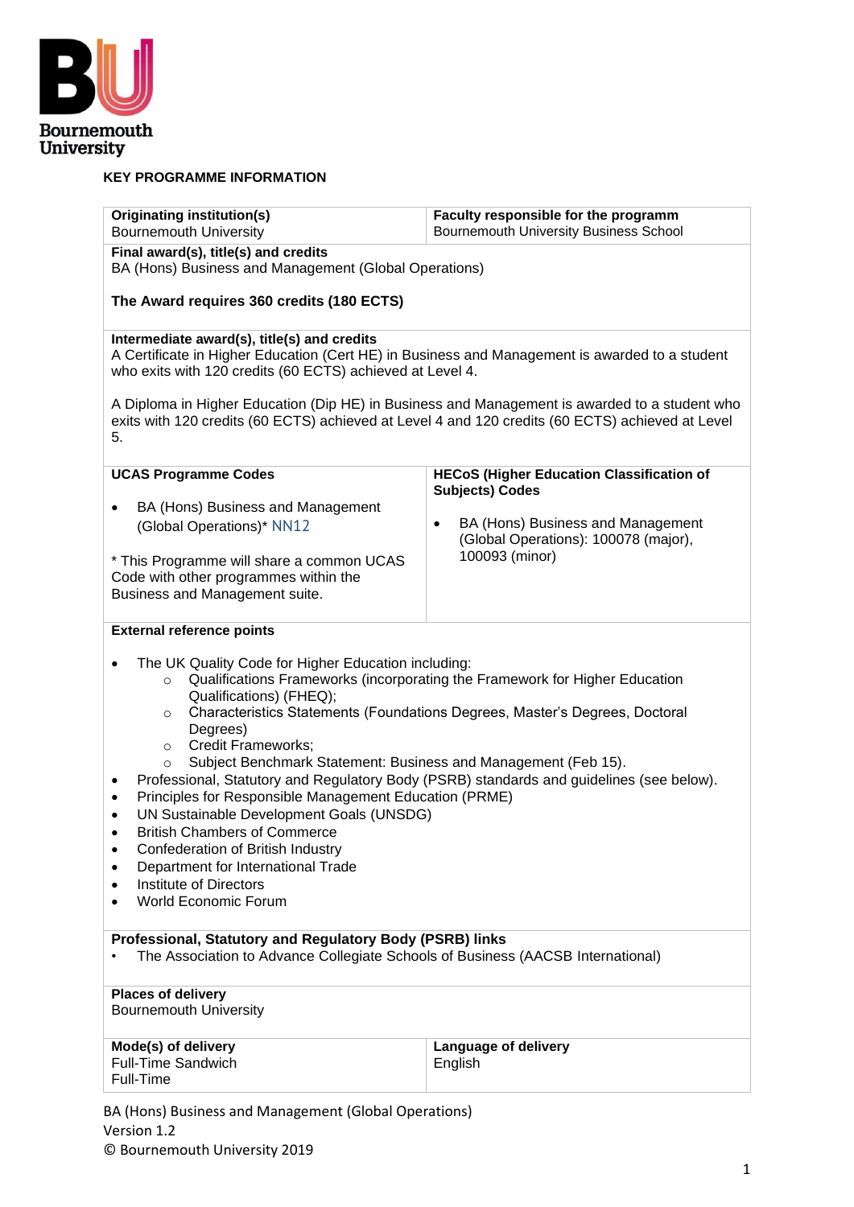**KEY PROGRAMME INFORMATION**

| **Originating institution(s)**<br>Bournemouth University | **Faculty responsible for the programm**<br>Bournemouth University Business School |
|---|---|
| **Final award(s), title(s) and credits**<br>BA (Hons) Business and Management (Global Operations)<br><br>**The Award requires 360 credits (180 ECTS)** | |
| **Intermediate award(s), title(s) and credits**<br>A Certificate in Higher Education (Cert HE) in Business and Management is awarded to a student who exits with 120 credits (60 ECTS) achieved at Level 4.<br><br>A Diploma in Higher Education (Dip HE) in Business and Management is awarded to a student who exits with 120 credits (60 ECTS) achieved at Level 4 and 120 credits (60 ECTS) achieved at Level 5. | |
| **UCAS Programme Codes**<br><br>• BA (Hons) Business and Management (Global Operations)* NN12<br><br>* This Programme will share a common UCAS Code with other programmes within the Business and Management suite. | **HECoS (Higher Education Classification of Subjects) Codes**<br><br>• BA (Hons) Business and Management (Global Operations): 100078 (major), 100093 (minor) |
| **External reference points**<br><br>• The UK Quality Code for Higher Education including:<br>&nbsp;&nbsp;&nbsp;&nbsp;○ Qualifications Frameworks (incorporating the Framework for Higher Education Qualifications) (FHEQ);<br>&nbsp;&nbsp;&nbsp;&nbsp;○ Characteristics Statements (Foundations Degrees, Master's Degrees, Doctoral Degrees)<br>&nbsp;&nbsp;&nbsp;&nbsp;○ Credit Frameworks;<br>&nbsp;&nbsp;&nbsp;&nbsp;○ Subject Benchmark Statement: Business and Management (Feb 15).<br>• Professional, Statutory and Regulatory Body (PSRB) standards and guidelines (see below).<br>• Principles for Responsible Management Education (PRME)<br>• UN Sustainable Development Goals (UNSDG)<br>• British Chambers of Commerce<br>• Confederation of British Industry<br>• Department for International Trade<br>• Institute of Directors<br>• World Economic Forum | |
| **Professional, Statutory and Regulatory Body (PSRB) links**<br>• The Association to Advance Collegiate Schools of Business (AACSB International) | |
| **Places of delivery**<br>Bournemouth University | |
| **Mode(s) of delivery**<br>Full-Time Sandwich<br>Full-Time | **Language of delivery**<br>English |

BA (Hons) Business and Management (Global Operations)
Version 1.2
© Bournemouth University 2019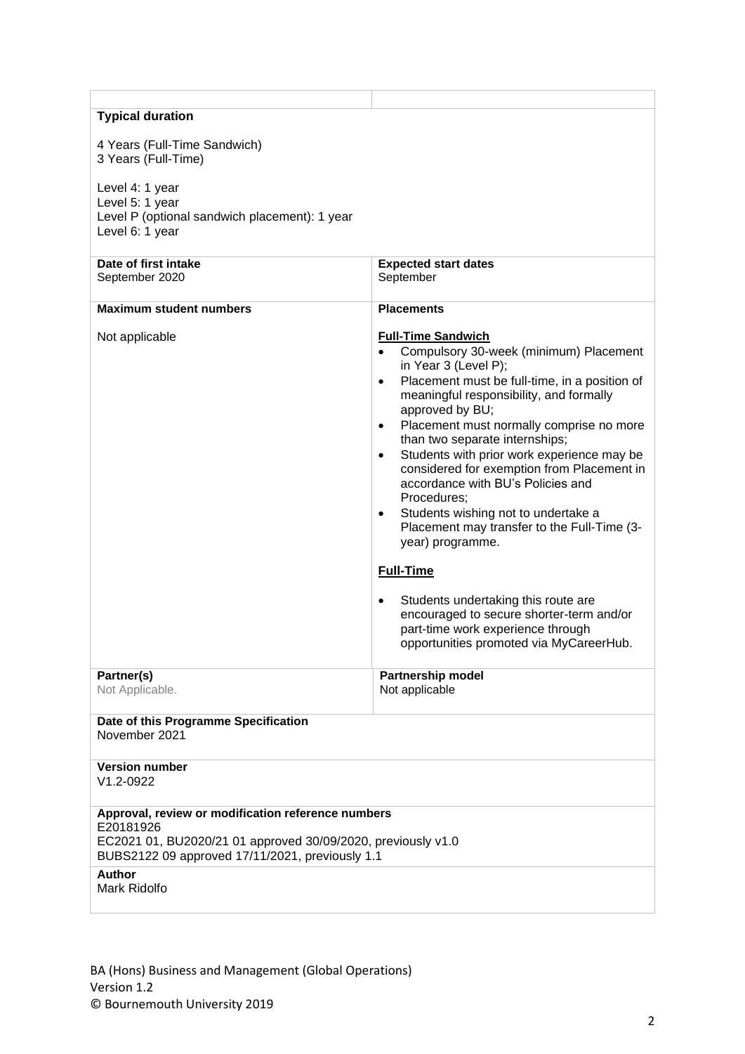| | |
|---|---|
| **Typical duration**<br><br>4 Years (Full-Time Sandwich)<br>3 Years (Full-Time)<br><br>Level 4: 1 year<br>Level 5: 1 year<br>Level P (optional sandwich placement): 1 year<br>Level 6: 1 year | |
| **Date of first intake**<br>September 2020 | **Expected start dates**<br>September |
| **Maximum student numbers**<br><br>Not applicable | **Placements**<br><br>**Full-Time Sandwich**<br>• Compulsory 30-week (minimum) Placement in Year 3 (Level P);<br>• Placement must be full-time, in a position of meaningful responsibility, and formally approved by BU;<br>• Placement must normally comprise no more than two separate internships;<br>• Students with prior work experience may be considered for exemption from Placement in accordance with BU's Policies and Procedures;<br>• Students wishing not to undertake a Placement may transfer to the Full-Time (3-year) programme.<br><br>**Full-Time**<br><br>• Students undertaking this route are encouraged to secure shorter-term and/or part-time work experience through opportunities promoted via MyCareerHub. |
| **Partner(s)**<br>Not Applicable. | **Partnership model**<br>Not applicable |
| **Date of this Programme Specification**<br>November 2021 | |
| **Version number**<br>V1.2-0922 | |
| **Approval, review or modification reference numbers**<br>E20181926<br>EC2021 01, BU2020/21 01 approved 30/09/2020, previously v1.0<br>BUBS2122 09 approved 17/11/2021, previously 1.1 | |
| **Author**<br>Mark Ridolfo | |

BA (Hons) Business and Management (Global Operations)
Version 1.2
© Bournemouth University 2019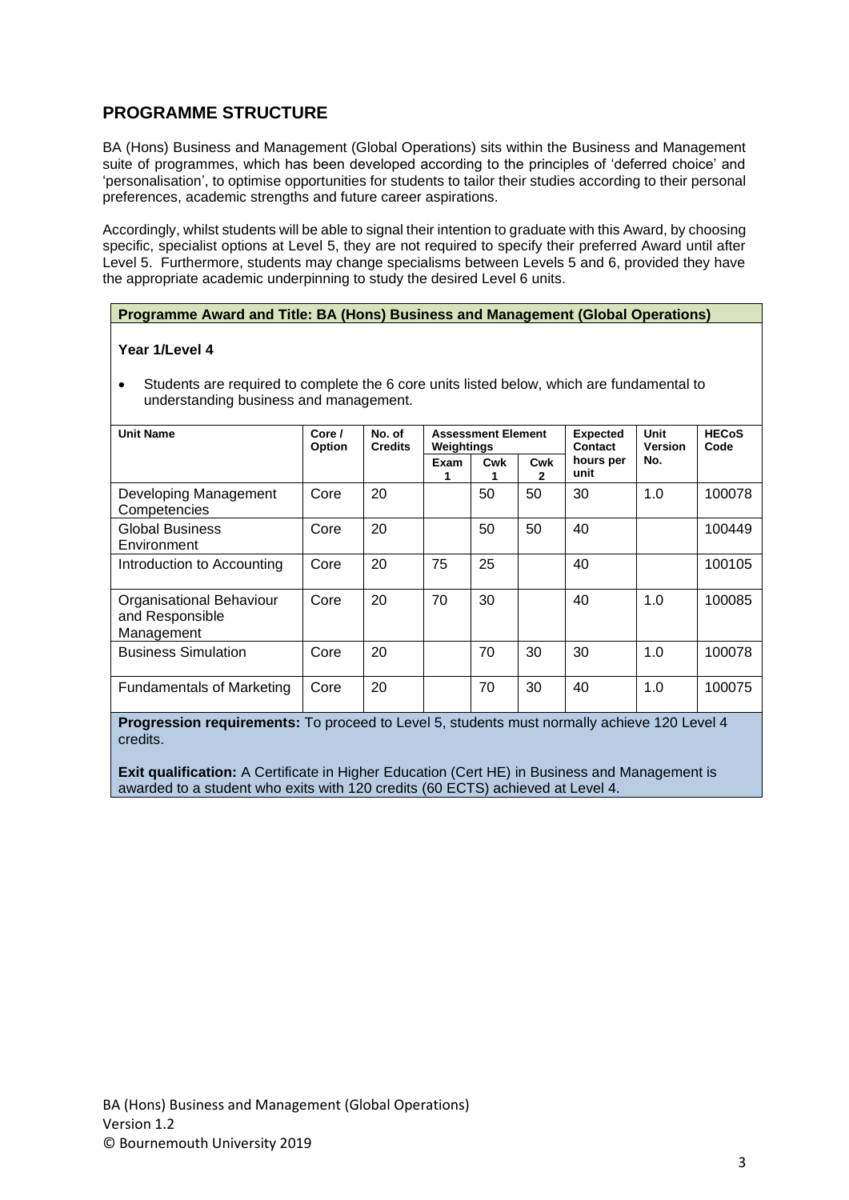## PROGRAMME STRUCTURE

BA (Hons) Business and Management (Global Operations) sits within the Business and Management suite of programmes, which has been developed according to the principles of 'deferred choice' and 'personalisation', to optimise opportunities for students to tailor their studies according to their personal preferences, academic strengths and future career aspirations.

Accordingly, whilst students will be able to signal their intention to graduate with this Award, by choosing specific, specialist options at Level 5, they are not required to specify their preferred Award until after Level 5. Furthermore, students may change specialisms between Levels 5 and 6, provided they have the appropriate academic underpinning to study the desired Level 6 units.

**Programme Award and Title: BA (Hons) Business and Management (Global Operations)**

**Year 1/Level 4**

- Students are required to complete the 6 core units listed below, which are fundamental to understanding business and management.

| Unit Name | Core / Option | No. of Credits | Assessment Element Weightings | | | Expected Contact hours per unit | Unit Version No. | HECoS Code |
|---|---|---|---|---|---|---|---|---|
| | | | Exam 1 | Cwk 1 | Cwk 2 | | | |
| Developing Management Competencies | Core | 20 | | 50 | 50 | 30 | 1.0 | 100078 |
| Global Business Environment | Core | 20 | | 50 | 50 | 40 | | 100449 |
| Introduction to Accounting | Core | 20 | 75 | 25 | | 40 | | 100105 |
| Organisational Behaviour and Responsible Management | Core | 20 | 70 | 30 | | 40 | 1.0 | 100085 |
| Business Simulation | Core | 20 | | 70 | 30 | 30 | 1.0 | 100078 |
| Fundamentals of Marketing | Core | 20 | | 70 | 30 | 40 | 1.0 | 100075 |

**Progression requirements:** To proceed to Level 5, students must normally achieve 120 Level 4 credits.

**Exit qualification:** A Certificate in Higher Education (Cert HE) in Business and Management is awarded to a student who exits with 120 credits (60 ECTS) achieved at Level 4.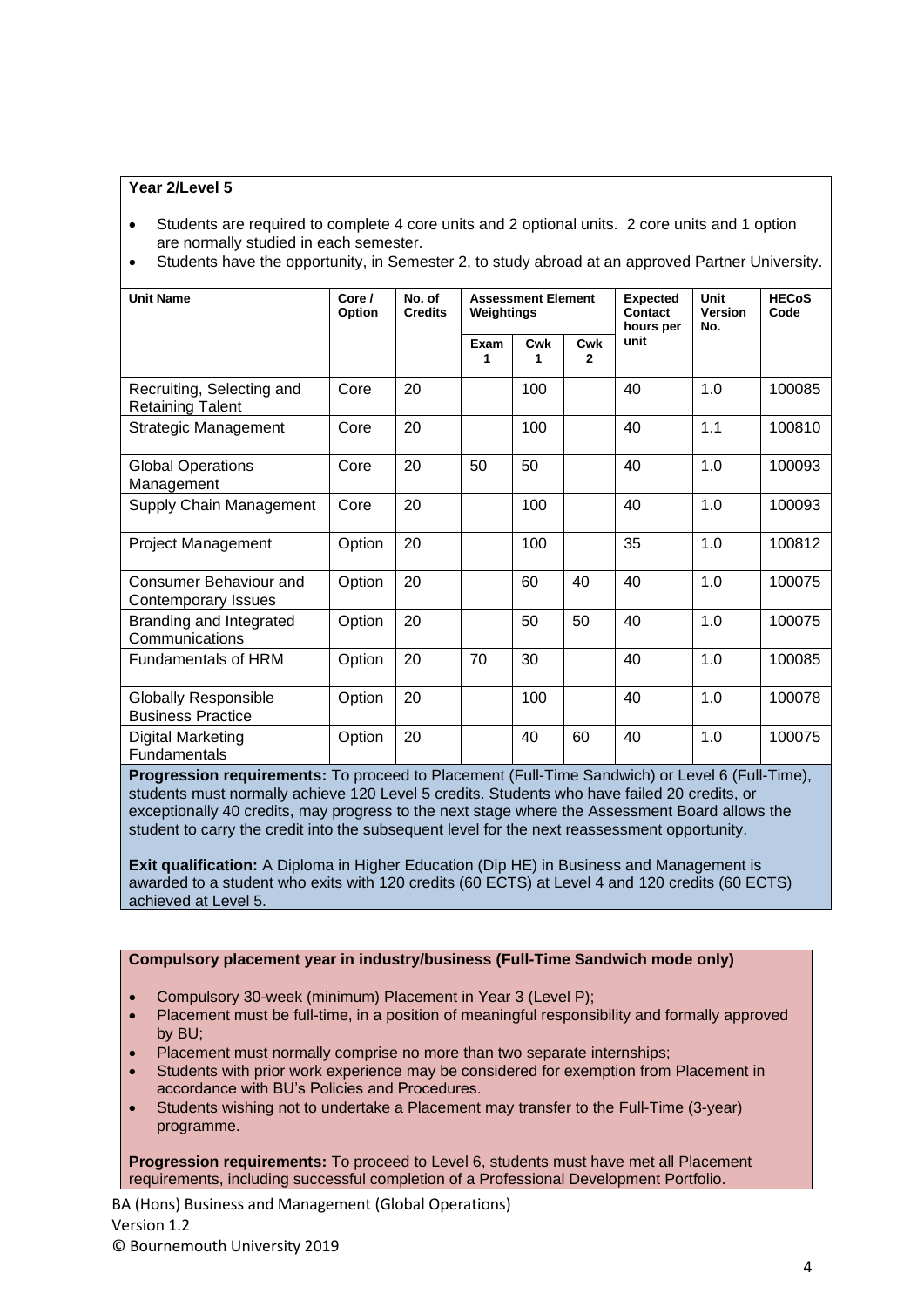**Year 2/Level 5**

- Students are required to complete 4 core units and 2 optional units. 2 core units and 1 option are normally studied in each semester.
- Students have the opportunity, in Semester 2, to study abroad at an approved Partner University.

| Unit Name | Core / Option | No. of Credits | Assessment Element Weightings | | | Expected Contact hours per unit | Unit Version No. | HECoS Code |
|---|---|---|---|---|---|---|---|---|
| | | | Exam 1 | Cwk 1 | Cwk 2 | | | |
| Recruiting, Selecting and Retaining Talent | Core | 20 | | 100 | | 40 | 1.0 | 100085 |
| Strategic Management | Core | 20 | | 100 | | 40 | 1.1 | 100810 |
| Global Operations Management | Core | 20 | 50 | 50 | | 40 | 1.0 | 100093 |
| Supply Chain Management | Core | 20 | | 100 | | 40 | 1.0 | 100093 |
| Project Management | Option | 20 | | 100 | | 35 | 1.0 | 100812 |
| Consumer Behaviour and Contemporary Issues | Option | 20 | | 60 | 40 | 40 | 1.0 | 100075 |
| Branding and Integrated Communications | Option | 20 | | 50 | 50 | 40 | 1.0 | 100075 |
| Fundamentals of HRM | Option | 20 | 70 | 30 | | 40 | 1.0 | 100085 |
| Globally Responsible Business Practice | Option | 20 | | 100 | | 40 | 1.0 | 100078 |
| Digital Marketing Fundamentals | Option | 20 | | 40 | 60 | 40 | 1.0 | 100075 |

**Progression requirements:** To proceed to Placement (Full-Time Sandwich) or Level 6 (Full-Time), students must normally achieve 120 Level 5 credits. Students who have failed 20 credits, or exceptionally 40 credits, may progress to the next stage where the Assessment Board allows the student to carry the credit into the subsequent level for the next reassessment opportunity.

**Exit qualification:** A Diploma in Higher Education (Dip HE) in Business and Management is awarded to a student who exits with 120 credits (60 ECTS) at Level 4 and 120 credits (60 ECTS) achieved at Level 5.

**Compulsory placement year in industry/business (Full-Time Sandwich mode only)**

- Compulsory 30-week (minimum) Placement in Year 3 (Level P);
- Placement must be full-time, in a position of meaningful responsibility and formally approved by BU;
- Placement must normally comprise no more than two separate internships;
- Students with prior work experience may be considered for exemption from Placement in accordance with BU's Policies and Procedures.
- Students wishing not to undertake a Placement may transfer to the Full-Time (3-year) programme.

**Progression requirements:** To proceed to Level 6, students must have met all Placement requirements, including successful completion of a Professional Development Portfolio.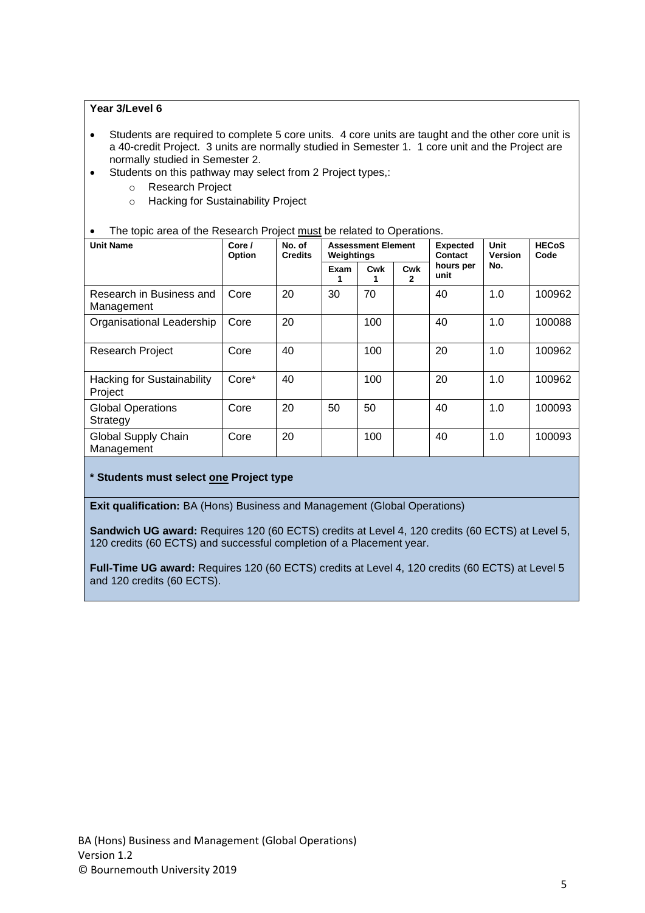**Year 3/Level 6**

- Students are required to complete 5 core units. 4 core units are taught and the other core unit is a 40-credit Project. 3 units are normally studied in Semester 1. 1 core unit and the Project are normally studied in Semester 2.
- Students on this pathway may select from 2 Project types,:
    - Research Project
    - Hacking for Sustainability Project
- The topic area of the Research Project must be related to Operations.

| Unit Name | Core / Option | No. of Credits | Assessment Element Weightings | | | Expected Contact hours per unit | Unit Version No. | HECoS Code |
|---|---|---|---|---|---|---|---|---|
| | | | Exam 1 | Cwk 1 | Cwk 2 | | | |
| Research in Business and Management | Core | 20 | 30 | 70 | | 40 | 1.0 | 100962 |
| Organisational Leadership | Core | 20 | | 100 | | 40 | 1.0 | 100088 |
| Research Project | Core | 40 | | 100 | | 20 | 1.0 | 100962 |
| Hacking for Sustainability Project | Core* | 40 | | 100 | | 20 | 1.0 | 100962 |
| Global Operations Strategy | Core | 20 | 50 | 50 | | 40 | 1.0 | 100093 |
| Global Supply Chain Management | Core | 20 | | 100 | | 40 | 1.0 | 100093 |

**\* Students must select one Project type**

**Exit qualification:** BA (Hons) Business and Management (Global Operations)

**Sandwich UG award:** Requires 120 (60 ECTS) credits at Level 4, 120 credits (60 ECTS) at Level 5, 120 credits (60 ECTS) and successful completion of a Placement year.

**Full-Time UG award:** Requires 120 (60 ECTS) credits at Level 4, 120 credits (60 ECTS) at Level 5 and 120 credits (60 ECTS).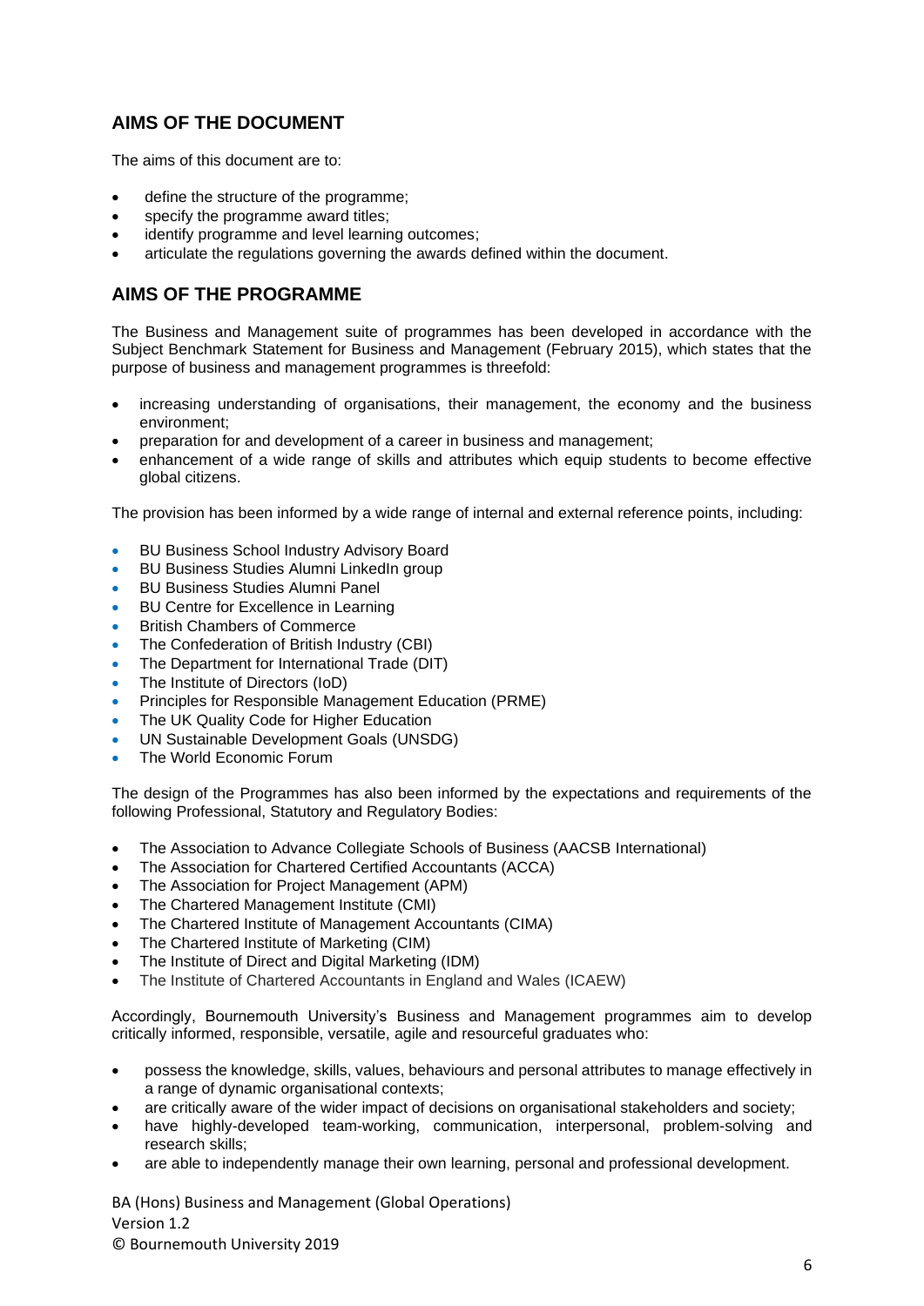## AIMS OF THE DOCUMENT

The aims of this document are to:

- define the structure of the programme;
- specify the programme award titles;
- identify programme and level learning outcomes;
- articulate the regulations governing the awards defined within the document.

## AIMS OF THE PROGRAMME

The Business and Management suite of programmes has been developed in accordance with the Subject Benchmark Statement for Business and Management (February 2015), which states that the purpose of business and management programmes is threefold:

- increasing understanding of organisations, their management, the economy and the business environment;
- preparation for and development of a career in business and management;
- enhancement of a wide range of skills and attributes which equip students to become effective global citizens.

The provision has been informed by a wide range of internal and external reference points, including:

- BU Business School Industry Advisory Board
- BU Business Studies Alumni LinkedIn group
- BU Business Studies Alumni Panel
- BU Centre for Excellence in Learning
- British Chambers of Commerce
- The Confederation of British Industry (CBI)
- The Department for International Trade (DIT)
- The Institute of Directors (IoD)
- Principles for Responsible Management Education (PRME)
- The UK Quality Code for Higher Education
- UN Sustainable Development Goals (UNSDG)
- The World Economic Forum

The design of the Programmes has also been informed by the expectations and requirements of the following Professional, Statutory and Regulatory Bodies:

- The Association to Advance Collegiate Schools of Business (AACSB International)
- The Association for Chartered Certified Accountants (ACCA)
- The Association for Project Management (APM)
- The Chartered Management Institute (CMI)
- The Chartered Institute of Management Accountants (CIMA)
- The Chartered Institute of Marketing (CIM)
- The Institute of Direct and Digital Marketing (IDM)
- The Institute of Chartered Accountants in England and Wales (ICAEW)

Accordingly, Bournemouth University's Business and Management programmes aim to develop critically informed, responsible, versatile, agile and resourceful graduates who:

- possess the knowledge, skills, values, behaviours and personal attributes to manage effectively in a range of dynamic organisational contexts;
- are critically aware of the wider impact of decisions on organisational stakeholders and society;
- have highly-developed team-working, communication, interpersonal, problem-solving and research skills;
- are able to independently manage their own learning, personal and professional development.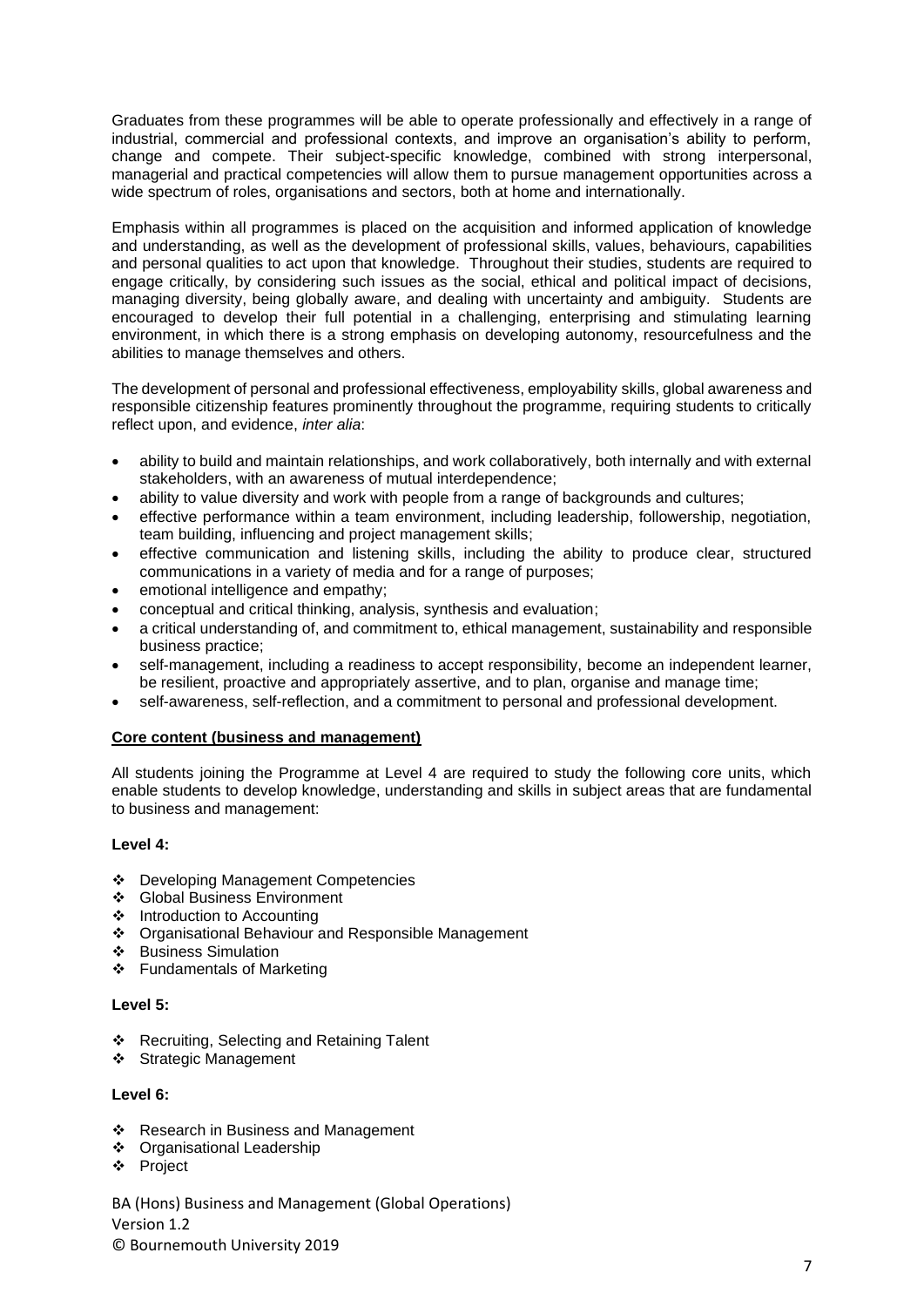Graduates from these programmes will be able to operate professionally and effectively in a range of industrial, commercial and professional contexts, and improve an organisation's ability to perform, change and compete. Their subject-specific knowledge, combined with strong interpersonal, managerial and practical competencies will allow them to pursue management opportunities across a wide spectrum of roles, organisations and sectors, both at home and internationally.

Emphasis within all programmes is placed on the acquisition and informed application of knowledge and understanding, as well as the development of professional skills, values, behaviours, capabilities and personal qualities to act upon that knowledge. Throughout their studies, students are required to engage critically, by considering such issues as the social, ethical and political impact of decisions, managing diversity, being globally aware, and dealing with uncertainty and ambiguity. Students are encouraged to develop their full potential in a challenging, enterprising and stimulating learning environment, in which there is a strong emphasis on developing autonomy, resourcefulness and the abilities to manage themselves and others.

The development of personal and professional effectiveness, employability skills, global awareness and responsible citizenship features prominently throughout the programme, requiring students to critically reflect upon, and evidence, *inter alia*:

- ability to build and maintain relationships, and work collaboratively, both internally and with external stakeholders, with an awareness of mutual interdependence;
- ability to value diversity and work with people from a range of backgrounds and cultures;
- effective performance within a team environment, including leadership, followership, negotiation, team building, influencing and project management skills;
- effective communication and listening skills, including the ability to produce clear, structured communications in a variety of media and for a range of purposes;
- emotional intelligence and empathy;
- conceptual and critical thinking, analysis, synthesis and evaluation;
- a critical understanding of, and commitment to, ethical management, sustainability and responsible business practice;
- self-management, including a readiness to accept responsibility, become an independent learner, be resilient, proactive and appropriately assertive, and to plan, organise and manage time;
- self-awareness, self-reflection, and a commitment to personal and professional development.

**Core content (business and management)**

All students joining the Programme at Level 4 are required to study the following core units, which enable students to develop knowledge, understanding and skills in subject areas that are fundamental to business and management:

**Level 4:**

- Developing Management Competencies
- Global Business Environment
- Introduction to Accounting
- Organisational Behaviour and Responsible Management
- Business Simulation
- Fundamentals of Marketing

**Level 5:**

- Recruiting, Selecting and Retaining Talent
- Strategic Management

**Level 6:**

- Research in Business and Management
- Organisational Leadership
- Project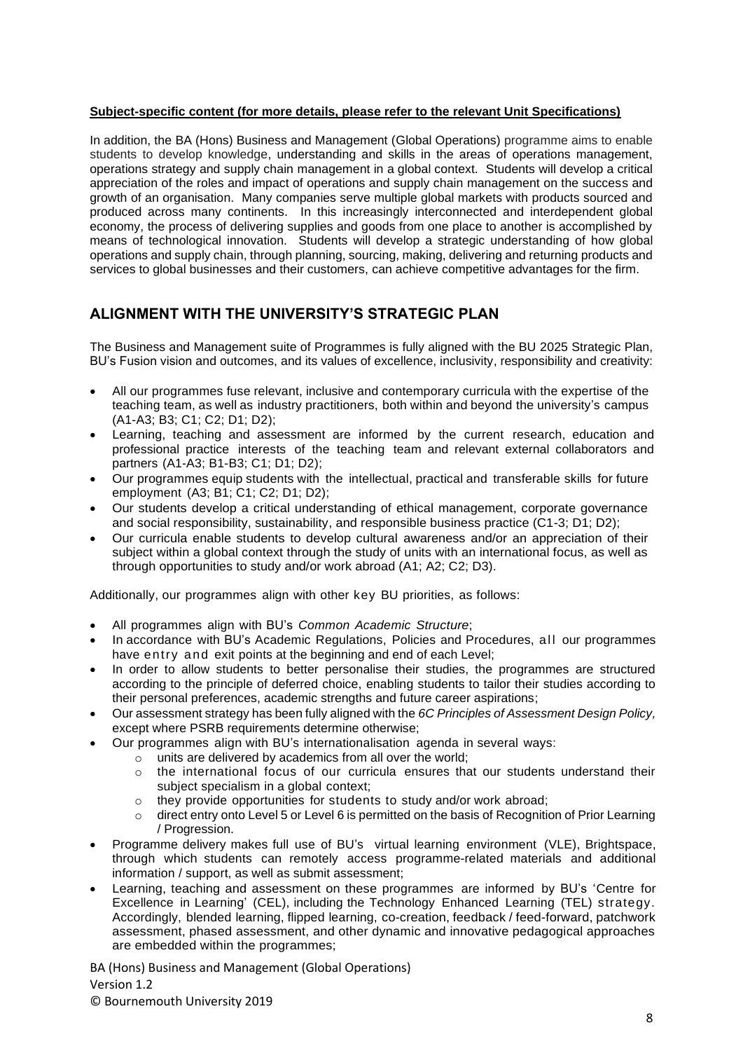**Subject-specific content (for more details, please refer to the relevant Unit Specifications)**

In addition, the BA (Hons) Business and Management (Global Operations) programme aims to enable students to develop knowledge, understanding and skills in the areas of operations management, operations strategy and supply chain management in a global context. Students will develop a critical appreciation of the roles and impact of operations and supply chain management on the success and growth of an organisation. Many companies serve multiple global markets with products sourced and produced across many continents. In this increasingly interconnected and interdependent global economy, the process of delivering supplies and goods from one place to another is accomplished by means of technological innovation. Students will develop a strategic understanding of how global operations and supply chain, through planning, sourcing, making, delivering and returning products and services to global businesses and their customers, can achieve competitive advantages for the firm.

## ALIGNMENT WITH THE UNIVERSITY'S STRATEGIC PLAN

The Business and Management suite of Programmes is fully aligned with the BU 2025 Strategic Plan, BU's Fusion vision and outcomes, and its values of excellence, inclusivity, responsibility and creativity:

- All our programmes fuse relevant, inclusive and contemporary curricula with the expertise of the teaching team, as well as industry practitioners, both within and beyond the university's campus (A1-A3; B3; C1; C2; D1; D2);
- Learning, teaching and assessment are informed by the current research, education and professional practice interests of the teaching team and relevant external collaborators and partners (A1-A3; B1-B3; C1; D1; D2);
- Our programmes equip students with the intellectual, practical and transferable skills for future employment (A3; B1; C1; C2; D1; D2);
- Our students develop a critical understanding of ethical management, corporate governance and social responsibility, sustainability, and responsible business practice (C1-3; D1; D2);
- Our curricula enable students to develop cultural awareness and/or an appreciation of their subject within a global context through the study of units with an international focus, as well as through opportunities to study and/or work abroad (A1; A2; C2; D3).

Additionally, our programmes align with other key BU priorities, as follows:

- All programmes align with BU's *Common Academic Structure*;
- In accordance with BU's Academic Regulations, Policies and Procedures, all our programmes have entry and exit points at the beginning and end of each Level;
- In order to allow students to better personalise their studies, the programmes are structured according to the principle of deferred choice, enabling students to tailor their studies according to their personal preferences, academic strengths and future career aspirations;
- Our assessment strategy has been fully aligned with the *6C Principles of Assessment Design Policy,* except where PSRB requirements determine otherwise;
- Our programmes align with BU's internationalisation agenda in several ways:
    - units are delivered by academics from all over the world;
    - the international focus of our curricula ensures that our students understand their subject specialism in a global context;
    - they provide opportunities for students to study and/or work abroad;
    - direct entry onto Level 5 or Level 6 is permitted on the basis of Recognition of Prior Learning / Progression.
- Programme delivery makes full use of BU's virtual learning environment (VLE), Brightspace, through which students can remotely access programme-related materials and additional information / support, as well as submit assessment;
- Learning, teaching and assessment on these programmes are informed by BU's 'Centre for Excellence in Learning' (CEL), including the Technology Enhanced Learning (TEL) strategy. Accordingly, blended learning, flipped learning, co-creation, feedback / feed-forward, patchwork assessment, phased assessment, and other dynamic and innovative pedagogical approaches are embedded within the programmes;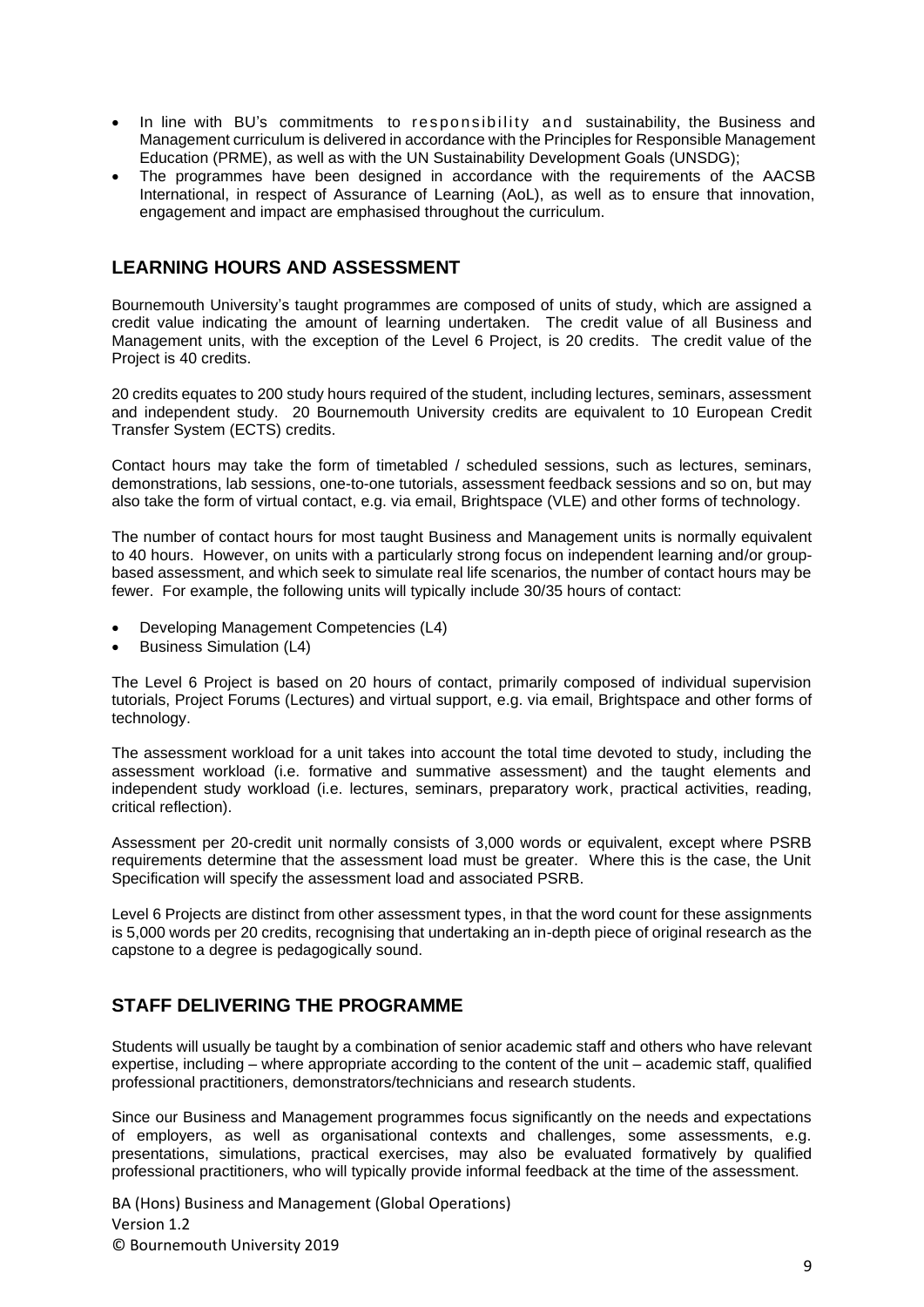- In line with BU's commitments to responsibility and sustainability, the Business and Management curriculum is delivered in accordance with the Principles for Responsible Management Education (PRME), as well as with the UN Sustainability Development Goals (UNSDG);
- The programmes have been designed in accordance with the requirements of the AACSB International, in respect of Assurance of Learning (AoL), as well as to ensure that innovation, engagement and impact are emphasised throughout the curriculum.

## LEARNING HOURS AND ASSESSMENT

Bournemouth University's taught programmes are composed of units of study, which are assigned a credit value indicating the amount of learning undertaken. The credit value of all Business and Management units, with the exception of the Level 6 Project, is 20 credits. The credit value of the Project is 40 credits.

20 credits equates to 200 study hours required of the student, including lectures, seminars, assessment and independent study. 20 Bournemouth University credits are equivalent to 10 European Credit Transfer System (ECTS) credits.

Contact hours may take the form of timetabled / scheduled sessions, such as lectures, seminars, demonstrations, lab sessions, one-to-one tutorials, assessment feedback sessions and so on, but may also take the form of virtual contact, e.g. via email, Brightspace (VLE) and other forms of technology.

The number of contact hours for most taught Business and Management units is normally equivalent to 40 hours. However, on units with a particularly strong focus on independent learning and/or group-based assessment, and which seek to simulate real life scenarios, the number of contact hours may be fewer. For example, the following units will typically include 30/35 hours of contact:

- Developing Management Competencies (L4)
- Business Simulation (L4)

The Level 6 Project is based on 20 hours of contact, primarily composed of individual supervision tutorials, Project Forums (Lectures) and virtual support, e.g. via email, Brightspace and other forms of technology.

The assessment workload for a unit takes into account the total time devoted to study, including the assessment workload (i.e. formative and summative assessment) and the taught elements and independent study workload (i.e. lectures, seminars, preparatory work, practical activities, reading, critical reflection).

Assessment per 20-credit unit normally consists of 3,000 words or equivalent, except where PSRB requirements determine that the assessment load must be greater. Where this is the case, the Unit Specification will specify the assessment load and associated PSRB.

Level 6 Projects are distinct from other assessment types, in that the word count for these assignments is 5,000 words per 20 credits, recognising that undertaking an in-depth piece of original research as the capstone to a degree is pedagogically sound.

## STAFF DELIVERING THE PROGRAMME

Students will usually be taught by a combination of senior academic staff and others who have relevant expertise, including – where appropriate according to the content of the unit – academic staff, qualified professional practitioners, demonstrators/technicians and research students.

Since our Business and Management programmes focus significantly on the needs and expectations of employers, as well as organisational contexts and challenges, some assessments, e.g. presentations, simulations, practical exercises, may also be evaluated formatively by qualified professional practitioners, who will typically provide informal feedback at the time of the assessment.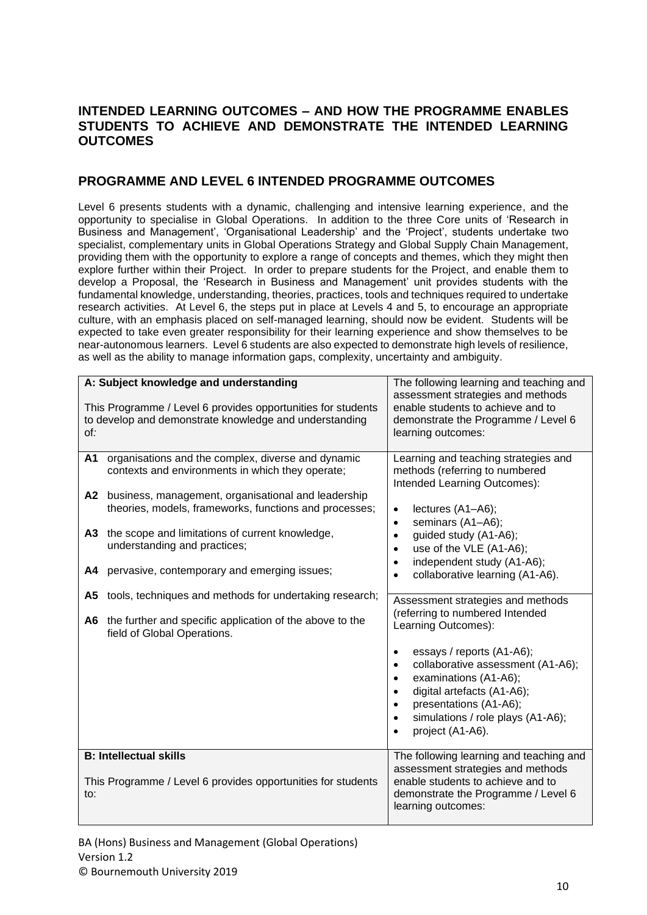## INTENDED LEARNING OUTCOMES – AND HOW THE PROGRAMME ENABLES STUDENTS TO ACHIEVE AND DEMONSTRATE THE INTENDED LEARNING OUTCOMES

## PROGRAMME AND LEVEL 6 INTENDED PROGRAMME OUTCOMES

Level 6 presents students with a dynamic, challenging and intensive learning experience, and the opportunity to specialise in Global Operations. In addition to the three Core units of 'Research in Business and Management', 'Organisational Leadership' and the 'Project', students undertake two specialist, complementary units in Global Operations Strategy and Global Supply Chain Management, providing them with the opportunity to explore a range of concepts and themes, which they might then explore further within their Project. In order to prepare students for the Project, and enable them to develop a Proposal, the 'Research in Business and Management' unit provides students with the fundamental knowledge, understanding, theories, practices, tools and techniques required to undertake research activities. At Level 6, the steps put in place at Levels 4 and 5, to encourage an appropriate culture, with an emphasis placed on self-managed learning, should now be evident. Students will be expected to take even greater responsibility for their learning experience and show themselves to be near-autonomous learners. Level 6 students are also expected to demonstrate high levels of resilience, as well as the ability to manage information gaps, complexity, uncertainty and ambiguity.

| **A: Subject knowledge and understanding**<br><br>This Programme / Level 6 provides opportunities for students to develop and demonstrate knowledge and understanding of: | The following learning and teaching and assessment strategies and methods enable students to achieve and to demonstrate the Programme / Level 6 learning outcomes: |
|---|---|
| **A1** organisations and the complex, diverse and dynamic contexts and environments in which they operate;<br><br>**A2** business, management, organisational and leadership theories, models, frameworks, functions and processes;<br><br>**A3** the scope and limitations of current knowledge, understanding and practices;<br><br>**A4** pervasive, contemporary and emerging issues;<br><br>**A5** tools, techniques and methods for undertaking research;<br><br>**A6** the further and specific application of the above to the field of Global Operations. | Learning and teaching strategies and methods (referring to numbered Intended Learning Outcomes):<br><br>• lectures (A1–A6);<br>• seminars (A1–A6);<br>• guided study (A1-A6);<br>• use of the VLE (A1-A6);<br>• independent study (A1-A6);<br>• collaborative learning (A1-A6).<br><br>Assessment strategies and methods (referring to numbered Intended Learning Outcomes):<br><br>• essays / reports (A1-A6);<br>• collaborative assessment (A1-A6);<br>• examinations (A1-A6);<br>• digital artefacts (A1-A6);<br>• presentations (A1-A6);<br>• simulations / role plays (A1-A6);<br>• project (A1-A6). |
| **B: Intellectual skills**<br><br>This Programme / Level 6 provides opportunities for students to: | The following learning and teaching and assessment strategies and methods enable students to achieve and to demonstrate the Programme / Level 6 learning outcomes: |

BA (Hons) Business and Management (Global Operations)
Version 1.2
© Bournemouth University 2019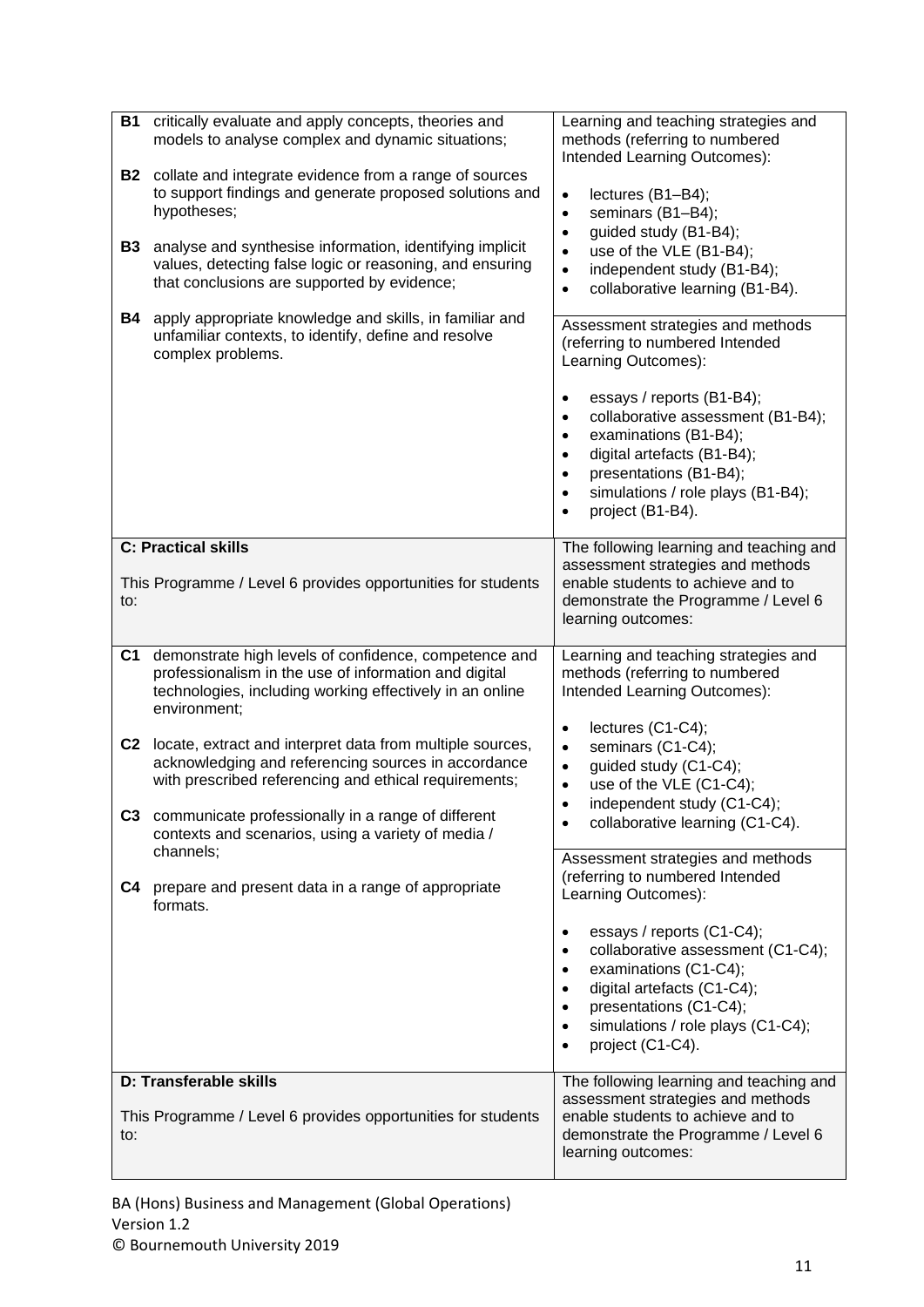| | |
|---|---|
| **B1** critically evaluate and apply concepts, theories and models to analyse complex and dynamic situations;<br><br>**B2** collate and integrate evidence from a range of sources to support findings and generate proposed solutions and hypotheses;<br><br>**B3** analyse and synthesise information, identifying implicit values, detecting false logic or reasoning, and ensuring that conclusions are supported by evidence;<br><br>**B4** apply appropriate knowledge and skills, in familiar and unfamiliar contexts, to identify, define and resolve complex problems. | Learning and teaching strategies and methods (referring to numbered Intended Learning Outcomes):<br><br>• lectures (B1–B4);<br>• seminars (B1–B4);<br>• guided study (B1-B4);<br>• use of the VLE (B1-B4);<br>• independent study (B1-B4);<br>• collaborative learning (B1-B4).<br><br>Assessment strategies and methods (referring to numbered Intended Learning Outcomes):<br><br>• essays / reports (B1-B4);<br>• collaborative assessment (B1-B4);<br>• examinations (B1-B4);<br>• digital artefacts (B1-B4);<br>• presentations (B1-B4);<br>• simulations / role plays (B1-B4);<br>• project (B1-B4). |
| **C: Practical skills**<br><br>This Programme / Level 6 provides opportunities for students to: | The following learning and teaching and assessment strategies and methods enable students to achieve and to demonstrate the Programme / Level 6 learning outcomes: |
| **C1** demonstrate high levels of confidence, competence and professionalism in the use of information and digital technologies, including working effectively in an online environment;<br><br>**C2** locate, extract and interpret data from multiple sources, acknowledging and referencing sources in accordance with prescribed referencing and ethical requirements;<br><br>**C3** communicate professionally in a range of different contexts and scenarios, using a variety of media / channels;<br><br>**C4** prepare and present data in a range of appropriate formats. | Learning and teaching strategies and methods (referring to numbered Intended Learning Outcomes):<br><br>• lectures (C1-C4);<br>• seminars (C1-C4);<br>• guided study (C1-C4);<br>• use of the VLE (C1-C4);<br>• independent study (C1-C4);<br>• collaborative learning (C1-C4).<br><br>Assessment strategies and methods (referring to numbered Intended Learning Outcomes):<br><br>• essays / reports (C1-C4);<br>• collaborative assessment (C1-C4);<br>• examinations (C1-C4);<br>• digital artefacts (C1-C4);<br>• presentations (C1-C4);<br>• simulations / role plays (C1-C4);<br>• project (C1-C4). |
| **D: Transferable skills**<br><br>This Programme / Level 6 provides opportunities for students to: | The following learning and teaching and assessment strategies and methods enable students to achieve and to demonstrate the Programme / Level 6 learning outcomes: |

BA (Hons) Business and Management (Global Operations)
Version 1.2
© Bournemouth University 2019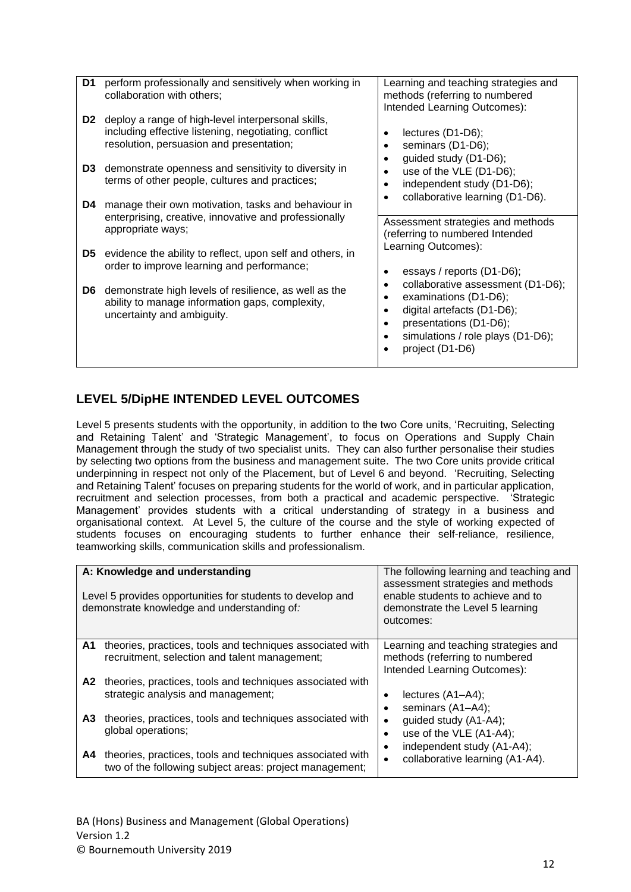| | |
|---|---|
| **D1** perform professionally and sensitively when working in collaboration with others;<br><br>**D2** deploy a range of high-level interpersonal skills, including effective listening, negotiating, conflict resolution, persuasion and presentation;<br><br>**D3** demonstrate openness and sensitivity to diversity in terms of other people, cultures and practices;<br><br>**D4** manage their own motivation, tasks and behaviour in enterprising, creative, innovative and professionally appropriate ways;<br><br>**D5** evidence the ability to reflect, upon self and others, in order to improve learning and performance;<br><br>**D6** demonstrate high levels of resilience, as well as the ability to manage information gaps, complexity, uncertainty and ambiguity. | Learning and teaching strategies and methods (referring to numbered Intended Learning Outcomes):<br><br>• lectures (D1-D6);<br>• seminars (D1-D6);<br>• guided study (D1-D6);<br>• use of the VLE (D1-D6);<br>• independent study (D1-D6);<br>• collaborative learning (D1-D6).<br><br>Assessment strategies and methods (referring to numbered Intended Learning Outcomes):<br><br>• essays / reports (D1-D6);<br>• collaborative assessment (D1-D6);<br>• examinations (D1-D6);<br>• digital artefacts (D1-D6);<br>• presentations (D1-D6);<br>• simulations / role plays (D1-D6);<br>• project (D1-D6) |

## LEVEL 5/DipHE INTENDED LEVEL OUTCOMES

Level 5 presents students with the opportunity, in addition to the two Core units, 'Recruiting, Selecting and Retaining Talent' and 'Strategic Management', to focus on Operations and Supply Chain Management through the study of two specialist units. They can also further personalise their studies by selecting two options from the business and management suite. The two Core units provide critical underpinning in respect not only of the Placement, but of Level 6 and beyond. 'Recruiting, Selecting and Retaining Talent' focuses on preparing students for the world of work, and in particular application, recruitment and selection processes, from both a practical and academic perspective. 'Strategic Management' provides students with a critical understanding of strategy in a business and organisational context. At Level 5, the culture of the course and the style of working expected of students focuses on encouraging students to further enhance their self-reliance, resilience, teamworking skills, communication skills and professionalism.

| **A: Knowledge and understanding**<br><br>Level 5 provides opportunities for students to develop and demonstrate knowledge and understanding of: | The following learning and teaching and assessment strategies and methods enable students to achieve and to demonstrate the Level 5 learning outcomes: |
|---|---|
| **A1** theories, practices, tools and techniques associated with recruitment, selection and talent management;<br><br>**A2** theories, practices, tools and techniques associated with strategic analysis and management;<br><br>**A3** theories, practices, tools and techniques associated with global operations;<br><br>**A4** theories, practices, tools and techniques associated with two of the following subject areas: project management; | Learning and teaching strategies and methods (referring to numbered Intended Learning Outcomes):<br><br>• lectures (A1–A4);<br>• seminars (A1–A4);<br>• guided study (A1-A4);<br>• use of the VLE (A1-A4);<br>• independent study (A1-A4);<br>• collaborative learning (A1-A4). |

BA (Hons) Business and Management (Global Operations)
Version 1.2
© Bournemouth University 2019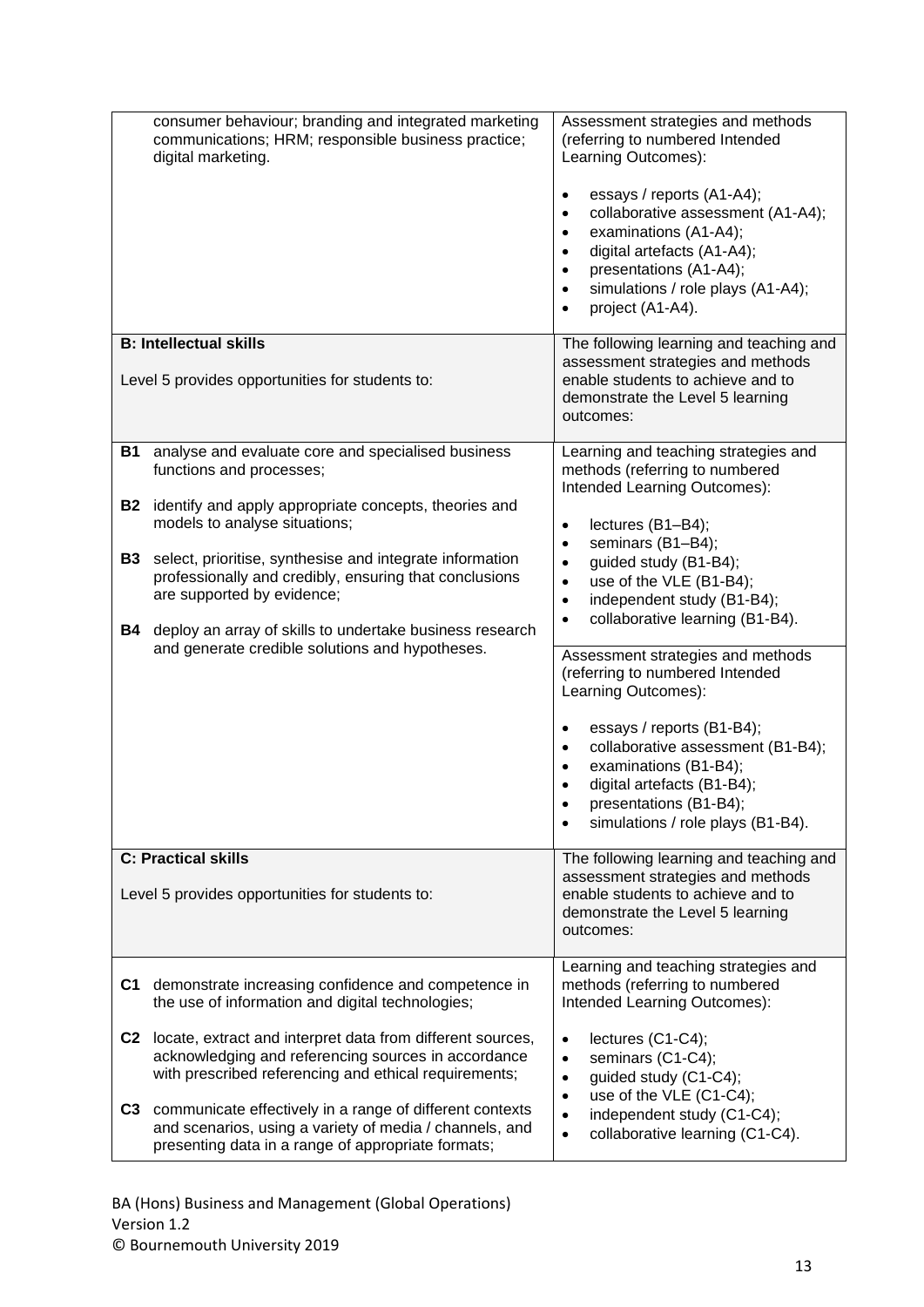| | |
|---|---|
| consumer behaviour; branding and integrated marketing communications; HRM; responsible business practice; digital marketing. | Assessment strategies and methods (referring to numbered Intended Learning Outcomes):<br><br>• essays / reports (A1-A4);<br>• collaborative assessment (A1-A4);<br>• examinations (A1-A4);<br>• digital artefacts (A1-A4);<br>• presentations (A1-A4);<br>• simulations / role plays (A1-A4);<br>• project (A1-A4). |
| **B: Intellectual skills**<br><br>Level 5 provides opportunities for students to: | The following learning and teaching and assessment strategies and methods enable students to achieve and to demonstrate the Level 5 learning outcomes: |
| **B1** analyse and evaluate core and specialised business functions and processes;<br><br>**B2** identify and apply appropriate concepts, theories and models to analyse situations;<br><br>**B3** select, prioritise, synthesise and integrate information professionally and credibly, ensuring that conclusions are supported by evidence;<br><br>**B4** deploy an array of skills to undertake business research and generate credible solutions and hypotheses. | Learning and teaching strategies and methods (referring to numbered Intended Learning Outcomes):<br><br>• lectures (B1–B4);<br>• seminars (B1–B4);<br>• guided study (B1-B4);<br>• use of the VLE (B1-B4);<br>• independent study (B1-B4);<br>• collaborative learning (B1-B4).<br><br>Assessment strategies and methods (referring to numbered Intended Learning Outcomes):<br><br>• essays / reports (B1-B4);<br>• collaborative assessment (B1-B4);<br>• examinations (B1-B4);<br>• digital artefacts (B1-B4);<br>• presentations (B1-B4);<br>• simulations / role plays (B1-B4). |
| **C: Practical skills**<br><br>Level 5 provides opportunities for students to: | The following learning and teaching and assessment strategies and methods enable students to achieve and to demonstrate the Level 5 learning outcomes: |
| **C1** demonstrate increasing confidence and competence in the use of information and digital technologies;<br><br>**C2** locate, extract and interpret data from different sources, acknowledging and referencing sources in accordance with prescribed referencing and ethical requirements;<br><br>**C3** communicate effectively in a range of different contexts and scenarios, using a variety of media / channels, and presenting data in a range of appropriate formats; | Learning and teaching strategies and methods (referring to numbered Intended Learning Outcomes):<br><br>• lectures (C1-C4);<br>• seminars (C1-C4);<br>• guided study (C1-C4);<br>• use of the VLE (C1-C4);<br>• independent study (C1-C4);<br>• collaborative learning (C1-C4). |

BA (Hons) Business and Management (Global Operations)
Version 1.2
© Bournemouth University 2019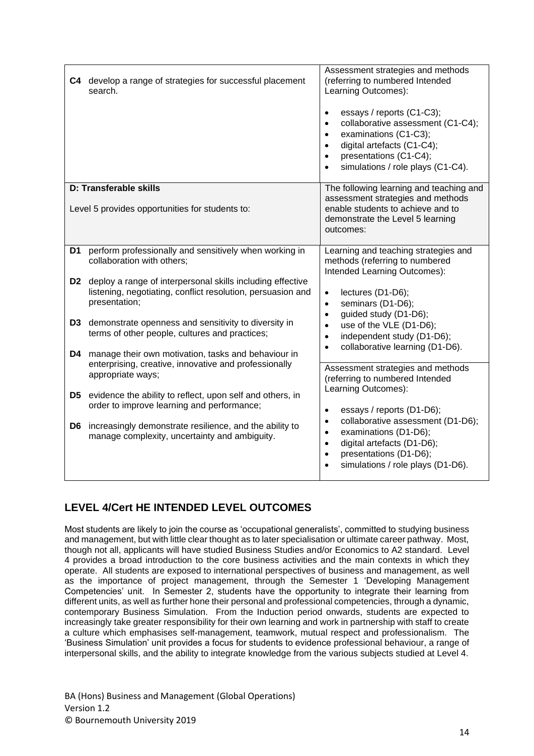| | |
|---|---|
| **C4** develop a range of strategies for successful placement search. | Assessment strategies and methods (referring to numbered Intended Learning Outcomes):<br><br>• essays / reports (C1-C3);<br>• collaborative assessment (C1-C4);<br>• examinations (C1-C3);<br>• digital artefacts (C1-C4);<br>• presentations (C1-C4);<br>• simulations / role plays (C1-C4). |
| **D: Transferable skills**<br><br>Level 5 provides opportunities for students to: | The following learning and teaching and assessment strategies and methods enable students to achieve and to demonstrate the Level 5 learning outcomes: |
| **D1** perform professionally and sensitively when working in collaboration with others;<br><br>**D2** deploy a range of interpersonal skills including effective listening, negotiating, conflict resolution, persuasion and presentation;<br><br>**D3** demonstrate openness and sensitivity to diversity in terms of other people, cultures and practices;<br><br>**D4** manage their own motivation, tasks and behaviour in enterprising, creative, innovative and professionally appropriate ways;<br><br>**D5** evidence the ability to reflect, upon self and others, in order to improve learning and performance;<br><br>**D6** increasingly demonstrate resilience, and the ability to manage complexity, uncertainty and ambiguity. | Learning and teaching strategies and methods (referring to numbered Intended Learning Outcomes):<br><br>• lectures (D1-D6);<br>• seminars (D1-D6);<br>• guided study (D1-D6);<br>• use of the VLE (D1-D6);<br>• independent study (D1-D6);<br>• collaborative learning (D1-D6).<br><br>Assessment strategies and methods (referring to numbered Intended Learning Outcomes):<br><br>• essays / reports (D1-D6);<br>• collaborative assessment (D1-D6);<br>• examinations (D1-D6);<br>• digital artefacts (D1-D6);<br>• presentations (D1-D6);<br>• simulations / role plays (D1-D6). |

## LEVEL 4/Cert HE INTENDED LEVEL OUTCOMES

Most students are likely to join the course as 'occupational generalists', committed to studying business and management, but with little clear thought as to later specialisation or ultimate career pathway. Most, though not all, applicants will have studied Business Studies and/or Economics to A2 standard. Level 4 provides a broad introduction to the core business activities and the main contexts in which they operate. All students are exposed to international perspectives of business and management, as well as the importance of project management, through the Semester 1 'Developing Management Competencies' unit. In Semester 2, students have the opportunity to integrate their learning from different units, as well as further hone their personal and professional competencies, through a dynamic, contemporary Business Simulation. From the Induction period onwards, students are expected to increasingly take greater responsibility for their own learning and work in partnership with staff to create a culture which emphasises self-management, teamwork, mutual respect and professionalism. The 'Business Simulation' unit provides a focus for students to evidence professional behaviour, a range of interpersonal skills, and the ability to integrate knowledge from the various subjects studied at Level 4.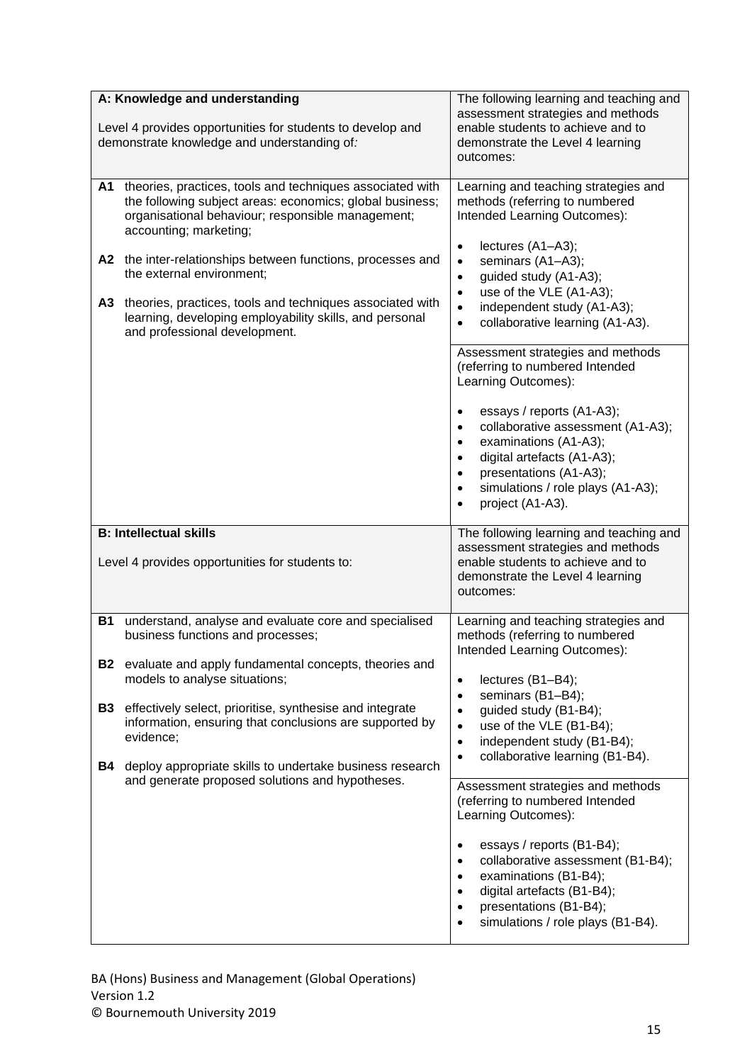| A: Knowledge and understanding<br><br>Level 4 provides opportunities for students to develop and demonstrate knowledge and understanding of: | The following learning and teaching and assessment strategies and methods enable students to achieve and to demonstrate the Level 4 learning outcomes: |
|---|---|
| **A1** theories, practices, tools and techniques associated with the following subject areas: economics; global business; organisational behaviour; responsible management; accounting; marketing;<br><br>**A2** the inter-relationships between functions, processes and the external environment;<br><br>**A3** theories, practices, tools and techniques associated with learning, developing employability skills, and personal and professional development. | Learning and teaching strategies and methods (referring to numbered Intended Learning Outcomes):<br><br>• lectures (A1–A3);<br>• seminars (A1–A3);<br>• guided study (A1-A3);<br>• use of the VLE (A1-A3);<br>• independent study (A1-A3);<br>• collaborative learning (A1-A3). |
| | Assessment strategies and methods (referring to numbered Intended Learning Outcomes):<br><br>• essays / reports (A1-A3);<br>• collaborative assessment (A1-A3);<br>• examinations (A1-A3);<br>• digital artefacts (A1-A3);<br>• presentations (A1-A3);<br>• simulations / role plays (A1-A3);<br>• project (A1-A3). |
| **B: Intellectual skills**<br><br>Level 4 provides opportunities for students to: | The following learning and teaching and assessment strategies and methods enable students to achieve and to demonstrate the Level 4 learning outcomes: |
| **B1** understand, analyse and evaluate core and specialised business functions and processes;<br><br>**B2** evaluate and apply fundamental concepts, theories and models to analyse situations;<br><br>**B3** effectively select, prioritise, synthesise and integrate information, ensuring that conclusions are supported by evidence;<br><br>**B4** deploy appropriate skills to undertake business research and generate proposed solutions and hypotheses. | Learning and teaching strategies and methods (referring to numbered Intended Learning Outcomes):<br><br>• lectures (B1–B4);<br>• seminars (B1–B4);<br>• guided study (B1-B4);<br>• use of the VLE (B1-B4);<br>• independent study (B1-B4);<br>• collaborative learning (B1-B4). |
| | Assessment strategies and methods (referring to numbered Intended Learning Outcomes):<br><br>• essays / reports (B1-B4);<br>• collaborative assessment (B1-B4);<br>• examinations (B1-B4);<br>• digital artefacts (B1-B4);<br>• presentations (B1-B4);<br>• simulations / role plays (B1-B4). |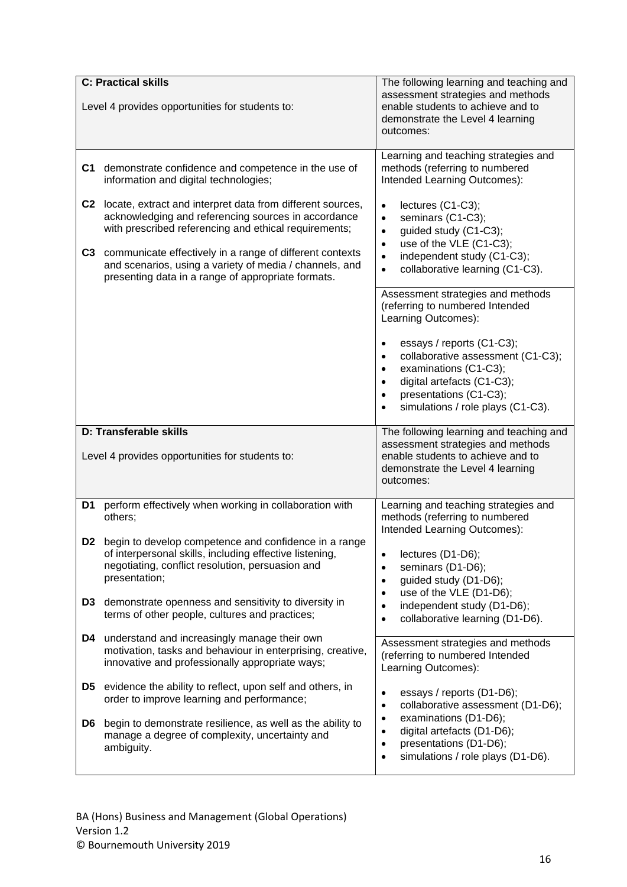| **C: Practical skills**<br><br>Level 4 provides opportunities for students to: | The following learning and teaching and assessment strategies and methods enable students to achieve and to demonstrate the Level 4 learning outcomes: |
|---|---|
| **C1** demonstrate confidence and competence in the use of information and digital technologies;<br><br>**C2** locate, extract and interpret data from different sources, acknowledging and referencing sources in accordance with prescribed referencing and ethical requirements;<br><br>**C3** communicate effectively in a range of different contexts and scenarios, using a variety of media / channels, and presenting data in a range of appropriate formats. | Learning and teaching strategies and methods (referring to numbered Intended Learning Outcomes):<br><br>• lectures (C1-C3);<br>• seminars (C1-C3);<br>• guided study (C1-C3);<br>• use of the VLE (C1-C3);<br>• independent study (C1-C3);<br>• collaborative learning (C1-C3).<br><br>Assessment strategies and methods (referring to numbered Intended Learning Outcomes):<br><br>• essays / reports (C1-C3);<br>• collaborative assessment (C1-C3);<br>• examinations (C1-C3);<br>• digital artefacts (C1-C3);<br>• presentations (C1-C3);<br>• simulations / role plays (C1-C3). |
| **D: Transferable skills**<br><br>Level 4 provides opportunities for students to: | The following learning and teaching and assessment strategies and methods enable students to achieve and to demonstrate the Level 4 learning outcomes: |
| **D1** perform effectively when working in collaboration with others;<br><br>**D2** begin to develop competence and confidence in a range of interpersonal skills, including effective listening, negotiating, conflict resolution, persuasion and presentation;<br><br>**D3** demonstrate openness and sensitivity to diversity in terms of other people, cultures and practices;<br><br>**D4** understand and increasingly manage their own motivation, tasks and behaviour in enterprising, creative, innovative and professionally appropriate ways;<br><br>**D5** evidence the ability to reflect, upon self and others, in order to improve learning and performance;<br><br>**D6** begin to demonstrate resilience, as well as the ability to manage a degree of complexity, uncertainty and ambiguity. | Learning and teaching strategies and methods (referring to numbered Intended Learning Outcomes):<br><br>• lectures (D1-D6);<br>• seminars (D1-D6);<br>• guided study (D1-D6);<br>• use of the VLE (D1-D6);<br>• independent study (D1-D6);<br>• collaborative learning (D1-D6).<br><br>Assessment strategies and methods (referring to numbered Intended Learning Outcomes):<br><br>• essays / reports (D1-D6);<br>• collaborative assessment (D1-D6);<br>• examinations (D1-D6);<br>• digital artefacts (D1-D6);<br>• presentations (D1-D6);<br>• simulations / role plays (D1-D6). |

BA (Hons) Business and Management (Global Operations)
Version 1.2
© Bournemouth University 2019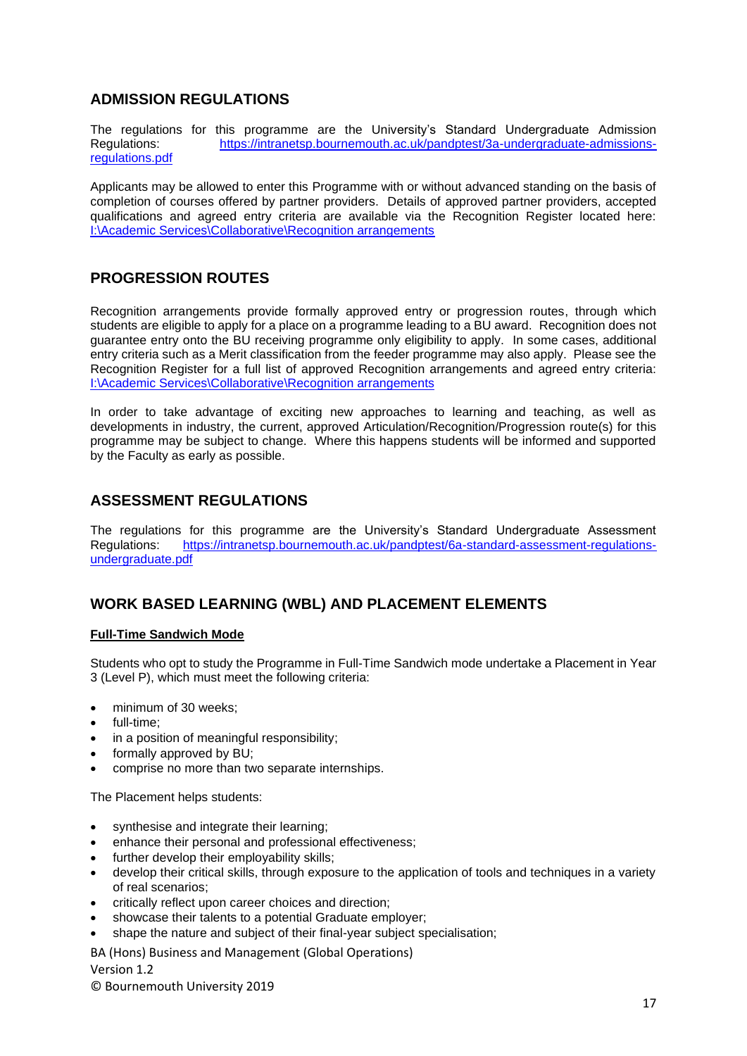## ADMISSION REGULATIONS

The regulations for this programme are the University's Standard Undergraduate Admission Regulations: [https://intranetsp.bournemouth.ac.uk/pandptest/3a-undergraduate-admissions-regulations.pdf](https://intranetsp.bournemouth.ac.uk/pandptest/3a-undergraduate-admissions-regulations.pdf)

Applicants may be allowed to enter this Programme with or without advanced standing on the basis of completion of courses offered by partner providers. Details of approved partner providers, accepted qualifications and agreed entry criteria are available via the Recognition Register located here: I:\Academic Services\Collaborative\Recognition arrangements

## PROGRESSION ROUTES

Recognition arrangements provide formally approved entry or progression routes, through which students are eligible to apply for a place on a programme leading to a BU award. Recognition does not guarantee entry onto the BU receiving programme only eligibility to apply. In some cases, additional entry criteria such as a Merit classification from the feeder programme may also apply. Please see the Recognition Register for a full list of approved Recognition arrangements and agreed entry criteria: I:\Academic Services\Collaborative\Recognition arrangements

In order to take advantage of exciting new approaches to learning and teaching, as well as developments in industry, the current, approved Articulation/Recognition/Progression route(s) for this programme may be subject to change. Where this happens students will be informed and supported by the Faculty as early as possible.

## ASSESSMENT REGULATIONS

The regulations for this programme are the University's Standard Undergraduate Assessment Regulations: [https://intranetsp.bournemouth.ac.uk/pandptest/6a-standard-assessment-regulations-undergraduate.pdf](https://intranetsp.bournemouth.ac.uk/pandptest/6a-standard-assessment-regulations-undergraduate.pdf)

## WORK BASED LEARNING (WBL) AND PLACEMENT ELEMENTS

**Full-Time Sandwich Mode**

Students who opt to study the Programme in Full-Time Sandwich mode undertake a Placement in Year 3 (Level P), which must meet the following criteria:

- minimum of 30 weeks;
- full-time;
- in a position of meaningful responsibility;
- formally approved by BU;
- comprise no more than two separate internships.

The Placement helps students:

- synthesise and integrate their learning;
- enhance their personal and professional effectiveness;
- further develop their employability skills;
- develop their critical skills, through exposure to the application of tools and techniques in a variety of real scenarios;
- critically reflect upon career choices and direction;
- showcase their talents to a potential Graduate employer;
- shape the nature and subject of their final-year subject specialisation;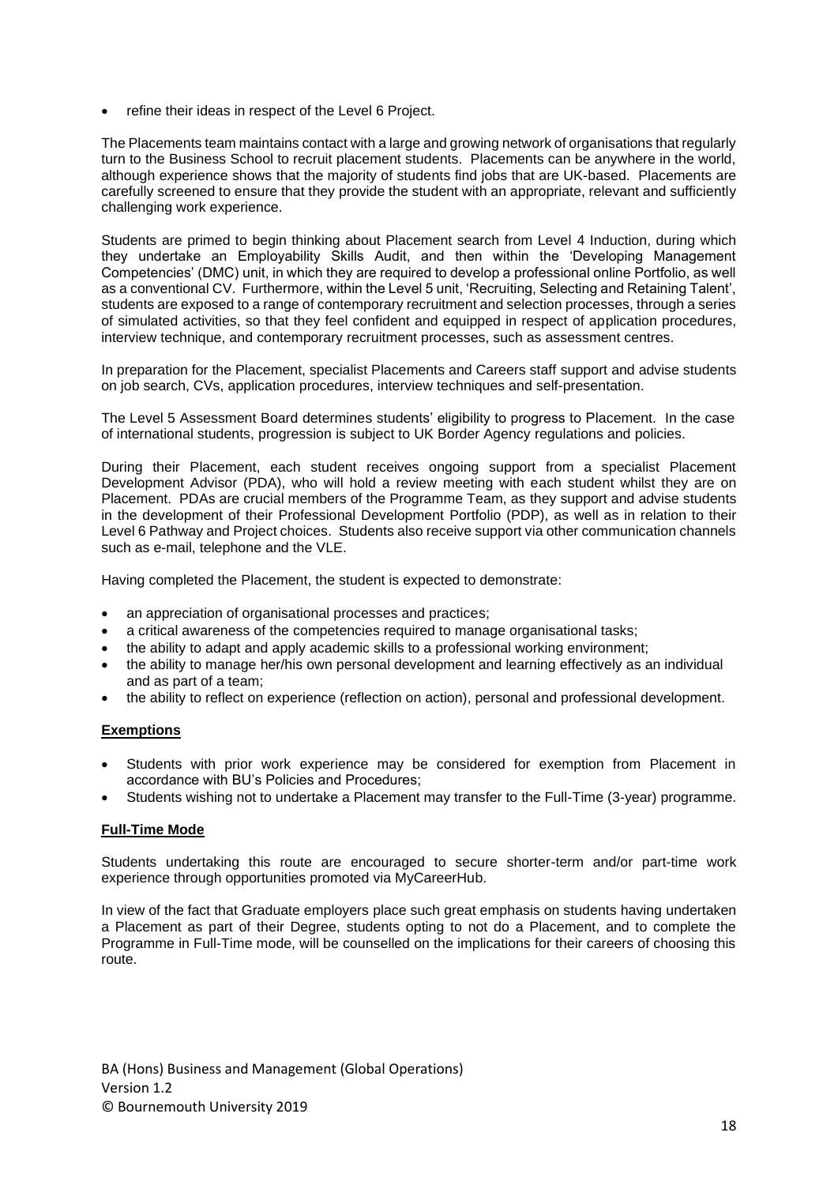- refine their ideas in respect of the Level 6 Project.

The Placements team maintains contact with a large and growing network of organisations that regularly turn to the Business School to recruit placement students. Placements can be anywhere in the world, although experience shows that the majority of students find jobs that are UK-based. Placements are carefully screened to ensure that they provide the student with an appropriate, relevant and sufficiently challenging work experience.

Students are primed to begin thinking about Placement search from Level 4 Induction, during which they undertake an Employability Skills Audit, and then within the 'Developing Management Competencies' (DMC) unit, in which they are required to develop a professional online Portfolio, as well as a conventional CV. Furthermore, within the Level 5 unit, 'Recruiting, Selecting and Retaining Talent', students are exposed to a range of contemporary recruitment and selection processes, through a series of simulated activities, so that they feel confident and equipped in respect of application procedures, interview technique, and contemporary recruitment processes, such as assessment centres.

In preparation for the Placement, specialist Placements and Careers staff support and advise students on job search, CVs, application procedures, interview techniques and self-presentation.

The Level 5 Assessment Board determines students' eligibility to progress to Placement. In the case of international students, progression is subject to UK Border Agency regulations and policies.

During their Placement, each student receives ongoing support from a specialist Placement Development Advisor (PDA), who will hold a review meeting with each student whilst they are on Placement. PDAs are crucial members of the Programme Team, as they support and advise students in the development of their Professional Development Portfolio (PDP), as well as in relation to their Level 6 Pathway and Project choices. Students also receive support via other communication channels such as e-mail, telephone and the VLE.

Having completed the Placement, the student is expected to demonstrate:

- an appreciation of organisational processes and practices;
- a critical awareness of the competencies required to manage organisational tasks;
- the ability to adapt and apply academic skills to a professional working environment;
- the ability to manage her/his own personal development and learning effectively as an individual and as part of a team;
- the ability to reflect on experience (reflection on action), personal and professional development.

**Exemptions**

- Students with prior work experience may be considered for exemption from Placement in accordance with BU's Policies and Procedures;
- Students wishing not to undertake a Placement may transfer to the Full-Time (3-year) programme.

**Full-Time Mode**

Students undertaking this route are encouraged to secure shorter-term and/or part-time work experience through opportunities promoted via MyCareerHub.

In view of the fact that Graduate employers place such great emphasis on students having undertaken a Placement as part of their Degree, students opting to not do a Placement, and to complete the Programme in Full-Time mode, will be counselled on the implications for their careers of choosing this route.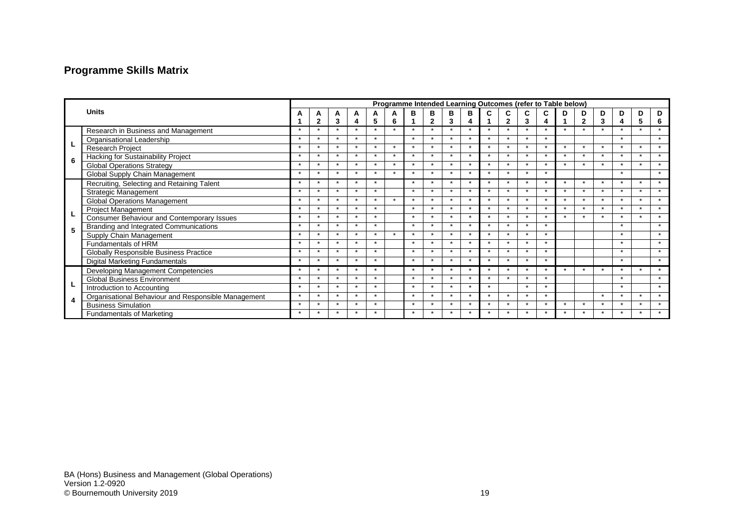## Programme Skills Matrix

| | Units | Programme Intended Learning Outcomes (refer to Table below) | | | | | | | | | | | | | | | | | | | |
|---|---|---|---|---|---|---|---|---|---|---|---|---|---|---|---|---|---|---|---|---|---|
| | | A1 | A2 | A3 | A4 | A5 | A6 | B1 | B2 | B3 | B4 | C1 | C2 | C3 | C4 | D1 | D2 | D3 | D4 | D5 | D6 |
| L6 | Research in Business and Management | * | * | * | * | * | * | * | * | * | * | * | * | * | * | * | * | * | * | * | * |
| | Organisational Leadership | * | * | * | * | * | | * | * | * | * | * | * | * | * | | | | * | | * |
| | Research Project | * | * | * | * | * | * | * | * | * | * | * | * | * | * | * | * | * | * | * | * |
| | Hacking for Sustainability Project | * | * | * | * | * | * | * | * | * | * | * | * | * | * | * | * | * | * | * | * |
| | Global Operations Strategy | * | * | * | * | * | * | * | * | * | * | * | * | * | * | * | * | * | * | * | * |
| | Global Supply Chain Management | * | * | * | * | * | * | * | * | * | * | * | * | * | * | | | | * | | * |
| L5 | Recruiting, Selecting and Retaining Talent | * | * | * | * | * | | * | * | * | * | * | * | * | * | * | * | * | * | * | * |
| | Strategic Management | * | * | * | * | * | | * | * | * | * | * | * | * | * | * | * | * | * | * | * |
| | Global Operations Management | * | * | * | * | * | * | * | * | * | * | * | * | * | * | * | * | * | * | * | * |
| | Project Management | * | * | * | * | * | | * | * | * | * | * | * | * | * | * | * | * | * | * | * |
| | Consumer Behaviour and Contemporary Issues | * | * | * | * | * | | * | * | * | * | * | * | * | * | * | * | * | * | * | * |
| | Branding and Integrated Communications | * | * | * | * | * | | * | * | * | * | * | * | * | * | | | | * | | * |
| | Supply Chain Management | * | * | * | * | * | * | * | * | * | * | * | * | * | * | | | | * | | * |
| | Fundamentals of HRM | * | * | * | * | * | | * | * | * | * | * | * | * | * | | | | * | | * |
| | Globally Responsible Business Practice | * | * | * | * | * | | * | * | * | * | * | * | * | * | | | | * | | * |
| | Digital Marketing Fundamentals | * | * | * | * | * | | * | * | * | * | * | * | * | * | | | | * | | * |
| L4 | Developing Management Competencies | * | * | * | * | * | | * | * | * | * | * | * | * | * | * | * | * | * | * | * |
| | Global Business Environment | * | * | * | * | * | | * | * | * | * | * | * | * | * | | | | * | | * |
| | Introduction to Accounting | * | * | * | * | * | | * | * | * | * | * | | * | * | | | | * | | * |
| | Organisational Behaviour and Responsible Management | * | * | * | * | * | | * | * | * | * | * | * | * | * | | | * | * | * | * |
| | Business Simulation | * | * | * | * | * | | * | * | * | * | * | * | * | * | * | * | * | * | * | * |
| | Fundamentals of Marketing | * | * | * | * | * | | * | * | * | * | * | * | * | * | * | * | * | * | * | * |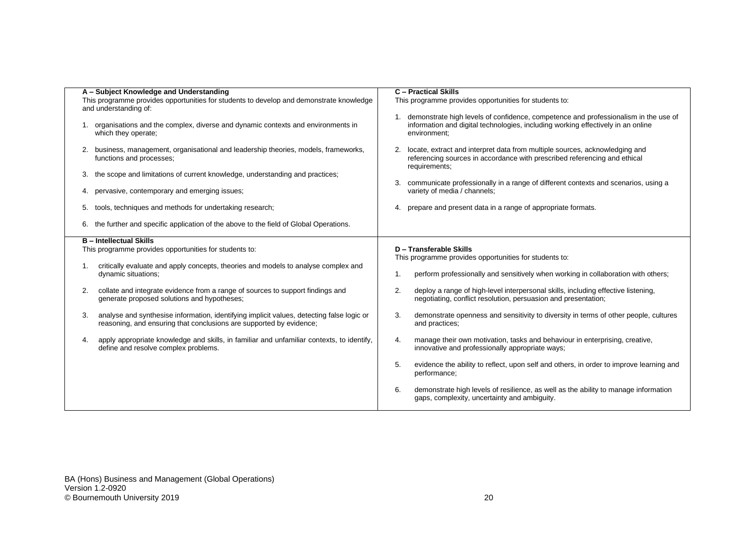**A – Subject Knowledge and Understanding**

This programme provides opportunities for students to develop and demonstrate knowledge and understanding of:

1. organisations and the complex, diverse and dynamic contexts and environments in which they operate;
2. business, management, organisational and leadership theories, models, frameworks, functions and processes;
3. the scope and limitations of current knowledge, understanding and practices;
4. pervasive, contemporary and emerging issues;
5. tools, techniques and methods for undertaking research;
6. the further and specific application of the above to the field of Global Operations.

**B – Intellectual Skills**

This programme provides opportunities for students to:

1. critically evaluate and apply concepts, theories and models to analyse complex and dynamic situations;
2. collate and integrate evidence from a range of sources to support findings and generate proposed solutions and hypotheses;
3. analyse and synthesise information, identifying implicit values, detecting false logic or reasoning, and ensuring that conclusions are supported by evidence;
4. apply appropriate knowledge and skills, in familiar and unfamiliar contexts, to identify, define and resolve complex problems.

**C – Practical Skills**

This programme provides opportunities for students to:

1. demonstrate high levels of confidence, competence and professionalism in the use of information and digital technologies, including working effectively in an online environment;
2. locate, extract and interpret data from multiple sources, acknowledging and referencing sources in accordance with prescribed referencing and ethical requirements;
3. communicate professionally in a range of different contexts and scenarios, using a variety of media / channels;
4. prepare and present data in a range of appropriate formats.

**D – Transferable Skills**

This programme provides opportunities for students to:

1. perform professionally and sensitively when working in collaboration with others;
2. deploy a range of high-level interpersonal skills, including effective listening, negotiating, conflict resolution, persuasion and presentation;
3. demonstrate openness and sensitivity to diversity in terms of other people, cultures and practices;
4. manage their own motivation, tasks and behaviour in enterprising, creative, innovative and professionally appropriate ways;
5. evidence the ability to reflect, upon self and others, in order to improve learning and performance;
6. demonstrate high levels of resilience, as well as the ability to manage information gaps, complexity, uncertainty and ambiguity.